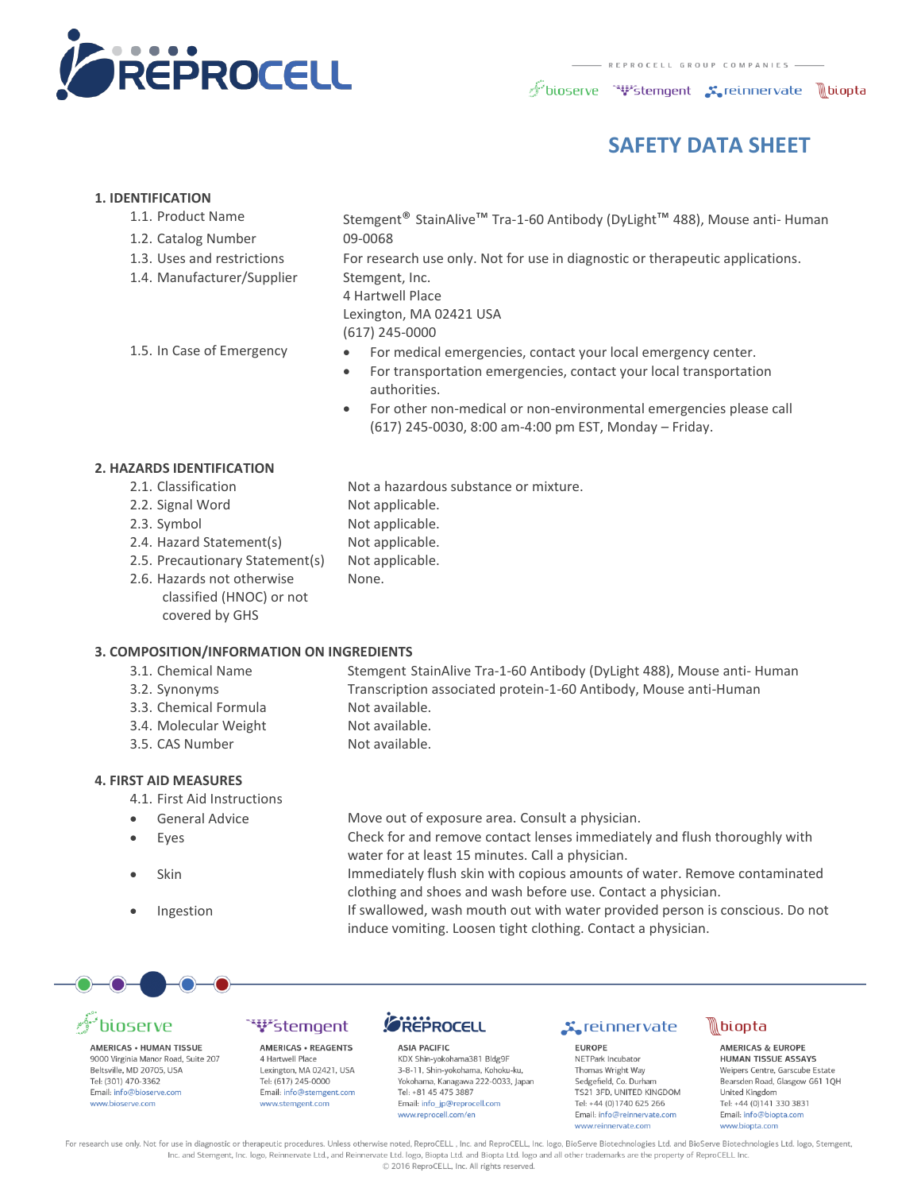# SAFETY DATA SHEET

## 1. IDENTIFICATION

| | |
|---|---|
| 1.1. Product Name | Stemgent® StainAlive™ Tra-1-60 Antibody (DyLight™ 488), Mouse anti- Human |
| 1.2. Catalog Number | 09-0068 |
| 1.3. Uses and restrictions | For research use only. Not for use in diagnostic or therapeutic applications. |
| 1.4. Manufacturer/Supplier | Stemgent, Inc.<br>4 Hartwell Place<br>Lexington, MA 02421 USA<br>(617) 245-0000 |
| 1.5. In Case of Emergency | • For medical emergencies, contact your local emergency center.<br>• For transportation emergencies, contact your local transportation authorities.<br>• For other non-medical or non-environmental emergencies please call (617) 245-0030, 8:00 am-4:00 pm EST, Monday – Friday. |

## 2. HAZARDS IDENTIFICATION

| | |
|---|---|
| 2.1. Classification | Not a hazardous substance or mixture. |
| 2.2. Signal Word | Not applicable. |
| 2.3. Symbol | Not applicable. |
| 2.4. Hazard Statement(s) | Not applicable. |
| 2.5. Precautionary Statement(s) | Not applicable. |
| 2.6. Hazards not otherwise classified (HNOC) or not covered by GHS | None. |

## 3. COMPOSITION/INFORMATION ON INGREDIENTS

| | |
|---|---|
| 3.1. Chemical Name | Stemgent StainAlive Tra-1-60 Antibody (DyLight 488), Mouse anti- Human |
| 3.2. Synonyms | Transcription associated protein-1-60 Antibody, Mouse anti-Human |
| 3.3. Chemical Formula | Not available. |
| 3.4. Molecular Weight | Not available. |
| 3.5. CAS Number | Not available. |

## 4. FIRST AID MEASURES

4.1. First Aid Instructions

| | |
|---|---|
| • General Advice | Move out of exposure area. Consult a physician. |
| • Eyes | Check for and remove contact lenses immediately and flush thoroughly with water for at least 15 minutes. Call a physician. |
| • Skin | Immediately flush skin with copious amounts of water. Remove contaminated clothing and shoes and wash before use. Contact a physician. |
| • Ingestion | If swallowed, wash mouth out with water provided person is conscious. Do not induce vomiting. Loosen tight clothing. Contact a physician. |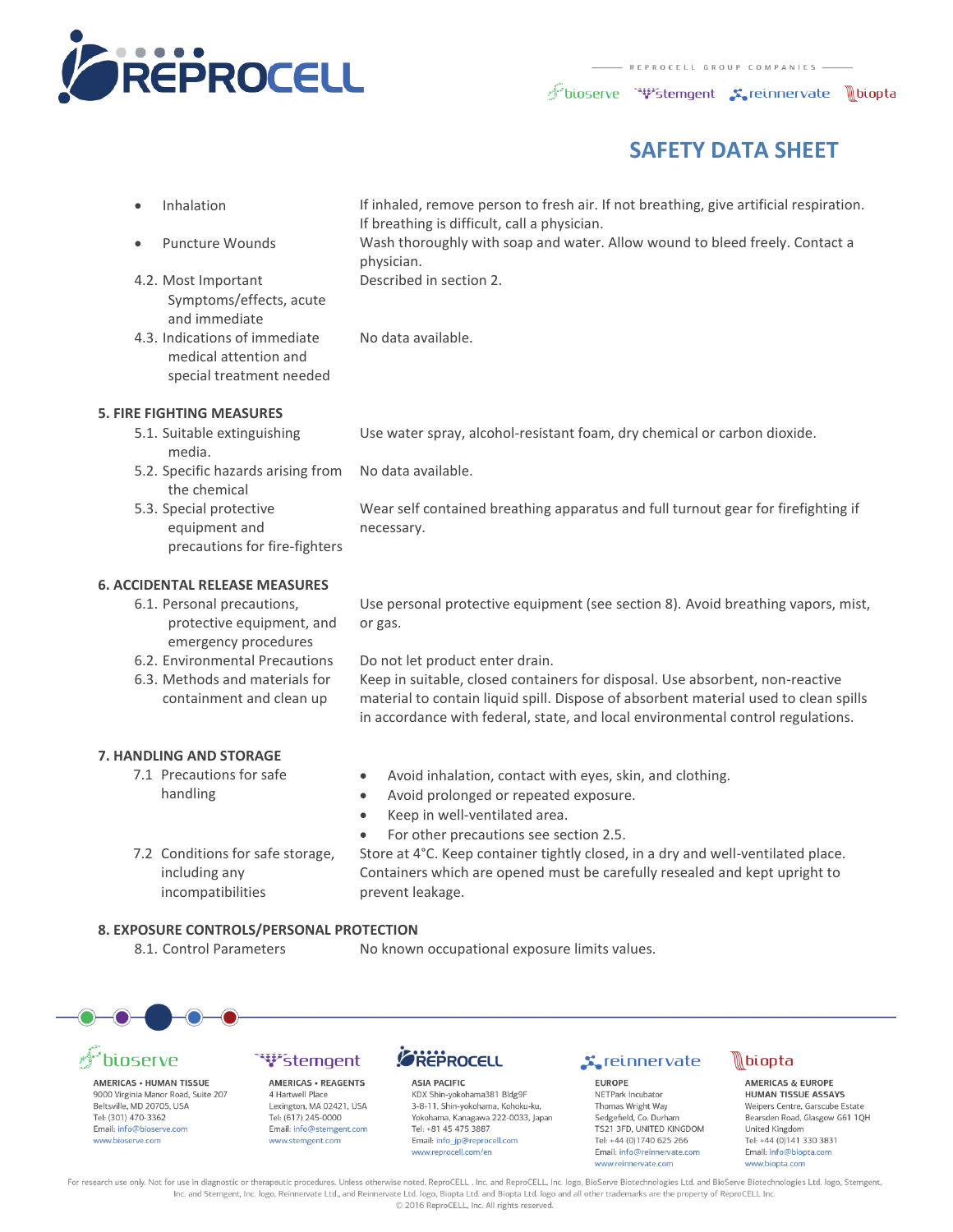- Inhalation — If inhaled, remove person to fresh air. If not breathing, give artificial respiration. If breathing is difficult, call a physician.
- Puncture Wounds — Wash thoroughly with soap and water. Allow wound to bleed freely. Contact a physician.

4.2. Most Important Symptoms/effects, acute and immediate — Described in section 2.

4.3. Indications of immediate medical attention and special treatment needed — No data available.

## 5. FIRE FIGHTING MEASURES

5.1. Suitable extinguishing media. — Use water spray, alcohol-resistant foam, dry chemical or carbon dioxide.

5.2. Specific hazards arising from the chemical — No data available.

5.3. Special protective equipment and precautions for fire-fighters — Wear self contained breathing apparatus and full turnout gear for firefighting if necessary.

## 6. ACCIDENTAL RELEASE MEASURES

6.1. Personal precautions, protective equipment, and emergency procedures — Use personal protective equipment (see section 8). Avoid breathing vapors, mist, or gas.

6.2. Environmental Precautions — Do not let product enter drain.

6.3. Methods and materials for containment and clean up — Keep in suitable, closed containers for disposal. Use absorbent, non-reactive material to contain liquid spill. Dispose of absorbent material used to clean spills in accordance with federal, state, and local environmental control regulations.

## 7. HANDLING AND STORAGE

7.1 Precautions for safe handling

- Avoid inhalation, contact with eyes, skin, and clothing.
- Avoid prolonged or repeated exposure.
- Keep in well-ventilated area.
- For other precautions see section 2.5.

7.2 Conditions for safe storage, including any incompatibilities — Store at 4°C. Keep container tightly closed, in a dry and well-ventilated place. Containers which are opened must be carefully resealed and kept upright to prevent leakage.

## 8. EXPOSURE CONTROLS/PERSONAL PROTECTION

8.1. Control Parameters — No known occupational exposure limits values.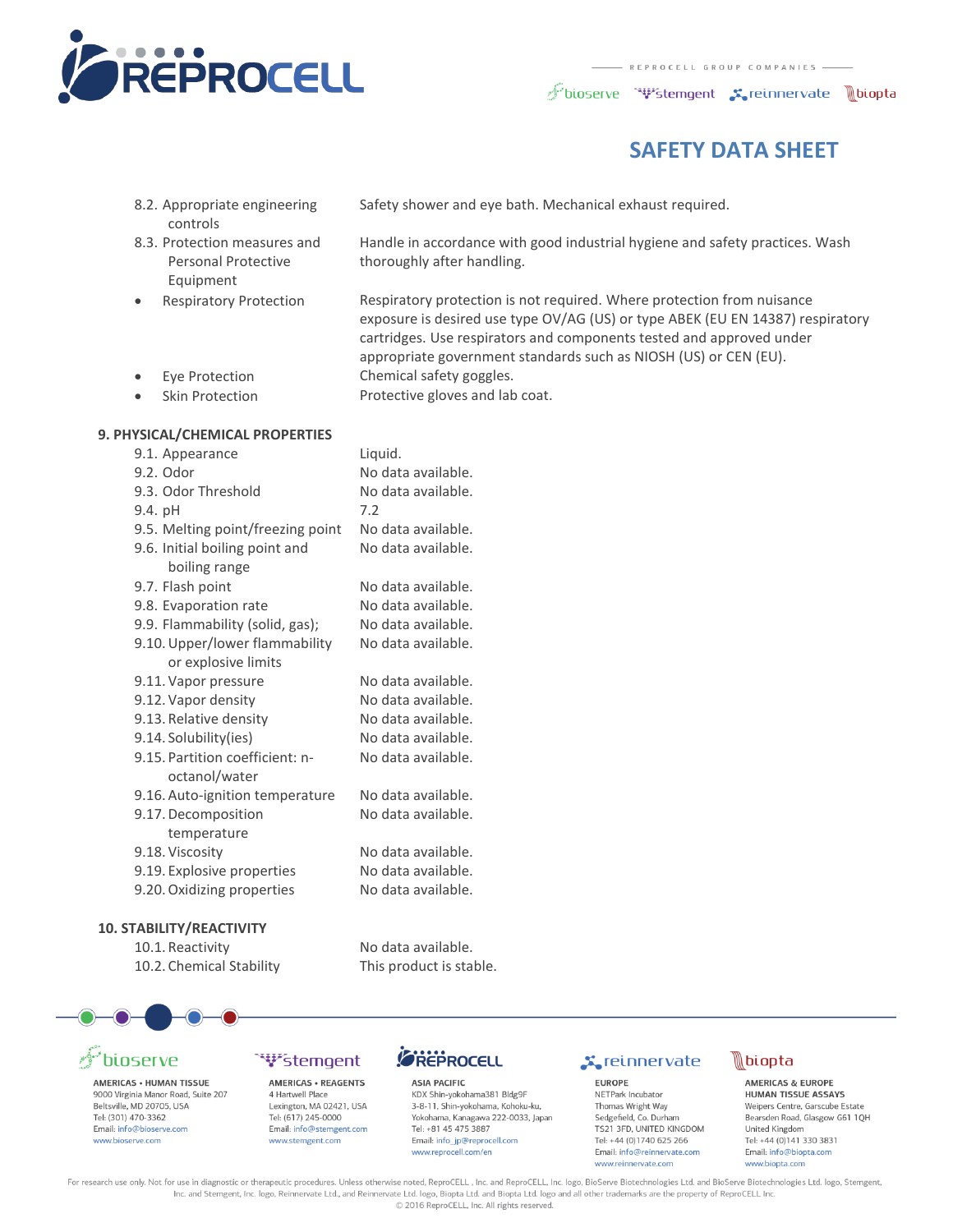| | |
|---|---|
| 8.2. Appropriate engineering controls | Safety shower and eye bath. Mechanical exhaust required. |
| 8.3. Protection measures and Personal Protective Equipment | Handle in accordance with good industrial hygiene and safety practices. Wash thoroughly after handling. |
| • Respiratory Protection | Respiratory protection is not required. Where protection from nuisance exposure is desired use type OV/AG (US) or type ABEK (EU EN 14387) respiratory cartridges. Use respirators and components tested and approved under appropriate government standards such as NIOSH (US) or CEN (EU). |
| • Eye Protection | Chemical safety goggles. |
| • Skin Protection | Protective gloves and lab coat. |

## 9. PHYSICAL/CHEMICAL PROPERTIES

| | |
|---|---|
| 9.1. Appearance | Liquid. |
| 9.2. Odor | No data available. |
| 9.3. Odor Threshold | No data available. |
| 9.4. pH | 7.2 |
| 9.5. Melting point/freezing point | No data available. |
| 9.6. Initial boiling point and boiling range | No data available. |
| 9.7. Flash point | No data available. |
| 9.8. Evaporation rate | No data available. |
| 9.9. Flammability (solid, gas); | No data available. |
| 9.10. Upper/lower flammability or explosive limits | No data available. |
| 9.11. Vapor pressure | No data available. |
| 9.12. Vapor density | No data available. |
| 9.13. Relative density | No data available. |
| 9.14. Solubility(ies) | No data available. |
| 9.15. Partition coefficient: n-octanol/water | No data available. |
| 9.16. Auto-ignition temperature | No data available. |
| 9.17. Decomposition temperature | No data available. |
| 9.18. Viscosity | No data available. |
| 9.19. Explosive properties | No data available. |
| 9.20. Oxidizing properties | No data available. |

## 10. STABILITY/REACTIVITY

| | |
|---|---|
| 10.1. Reactivity | No data available. |
| 10.2. Chemical Stability | This product is stable. |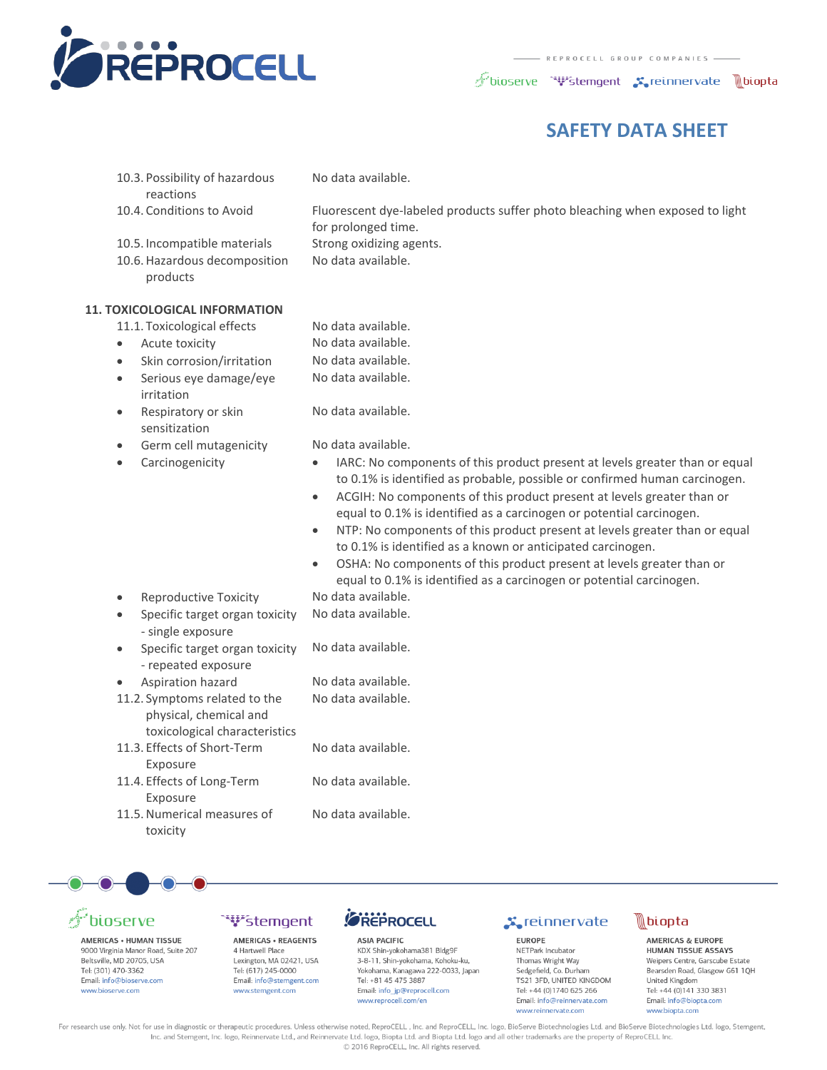| | |
|---|---|
| 10.3. Possibility of hazardous reactions | No data available. |
| 10.4. Conditions to Avoid | Fluorescent dye-labeled products suffer photo bleaching when exposed to light for prolonged time. |
| 10.5. Incompatible materials | Strong oxidizing agents. |
| 10.6. Hazardous decomposition products | No data available. |

## 11. TOXICOLOGICAL INFORMATION

| | |
|---|---|
| 11.1. Toxicological effects | No data available. |
| • Acute toxicity | No data available. |
| • Skin corrosion/irritation | No data available. |
| • Serious eye damage/eye irritation | No data available. |
| • Respiratory or skin sensitization | No data available. |
| • Germ cell mutagenicity | No data available. |
| • Carcinogenicity | • IARC: No components of this product present at levels greater than or equal to 0.1% is identified as probable, possible or confirmed human carcinogen.<br>• ACGIH: No components of this product present at levels greater than or equal to 0.1% is identified as a carcinogen or potential carcinogen.<br>• NTP: No components of this product present at levels greater than or equal to 0.1% is identified as a known or anticipated carcinogen.<br>• OSHA: No components of this product present at levels greater than or equal to 0.1% is identified as a carcinogen or potential carcinogen. |
| • Reproductive Toxicity | No data available. |
| • Specific target organ toxicity - single exposure | No data available. |
| • Specific target organ toxicity - repeated exposure | No data available. |
| • Aspiration hazard | No data available. |
| 11.2. Symptoms related to the physical, chemical and toxicological characteristics | No data available. |
| 11.3. Effects of Short-Term Exposure | No data available. |
| 11.4. Effects of Long-Term Exposure | No data available. |
| 11.5. Numerical measures of toxicity | No data available. |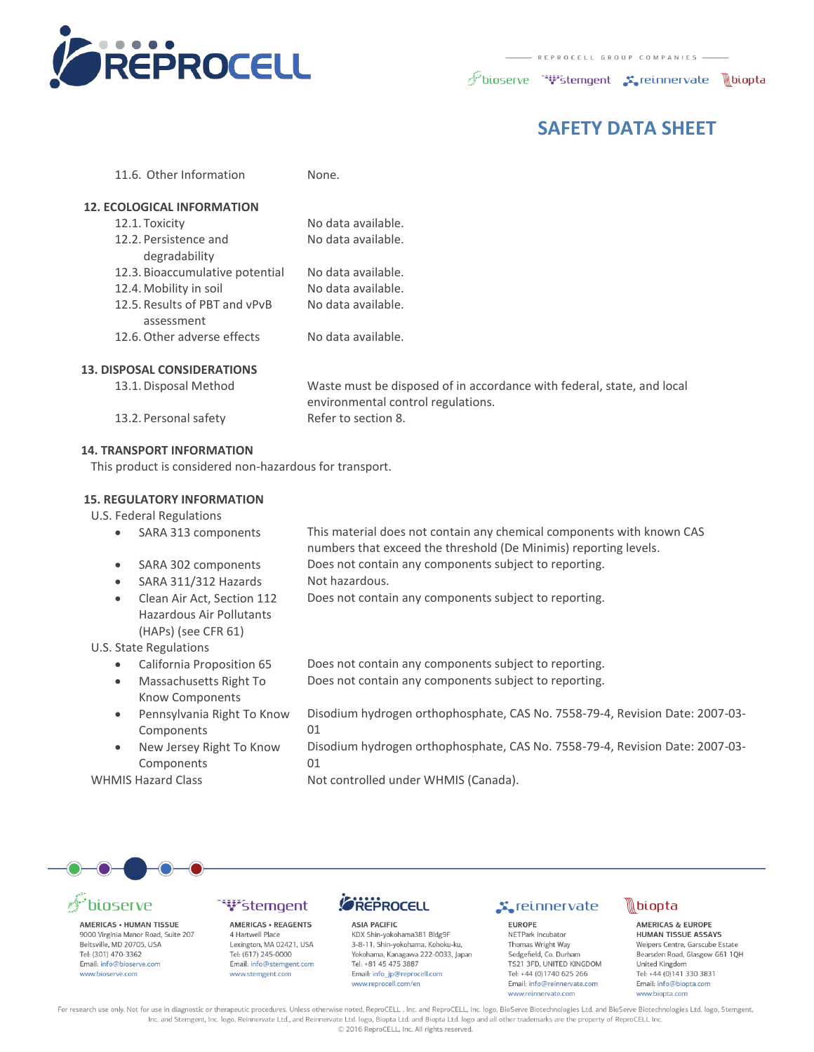11.6. Other Information | None.

## 12. ECOLOGICAL INFORMATION

| | |
|---|---|
| 12.1. Toxicity | No data available. |
| 12.2. Persistence and degradability | No data available. |
| 12.3. Bioaccumulative potential | No data available. |
| 12.4. Mobility in soil | No data available. |
| 12.5. Results of PBT and vPvB assessment | No data available. |
| 12.6. Other adverse effects | No data available. |

## 13. DISPOSAL CONSIDERATIONS

| | |
|---|---|
| 13.1. Disposal Method | Waste must be disposed of in accordance with federal, state, and local environmental control regulations. |
| 13.2. Personal safety | Refer to section 8. |

## 14. TRANSPORT INFORMATION

This product is considered non-hazardous for transport.

## 15. REGULATORY INFORMATION

U.S. Federal Regulations

| | |
|---|---|
| • SARA 313 components | This material does not contain any chemical components with known CAS numbers that exceed the threshold (De Minimis) reporting levels. |
| • SARA 302 components | Does not contain any components subject to reporting. |
| • SARA 311/312 Hazards | Not hazardous. |
| • Clean Air Act, Section 112 Hazardous Air Pollutants (HAPs) (see CFR 61) | Does not contain any components subject to reporting. |

U.S. State Regulations

| | |
|---|---|
| • California Proposition 65 | Does not contain any components subject to reporting. |
| • Massachusetts Right To Know Components | Does not contain any components subject to reporting. |
| • Pennsylvania Right To Know Components | Disodium hydrogen orthophosphate, CAS No. 7558-79-4, Revision Date: 2007-03-01 |
| • New Jersey Right To Know Components | Disodium hydrogen orthophosphate, CAS No. 7558-79-4, Revision Date: 2007-03-01 |

WHMIS Hazard Class | Not controlled under WHMIS (Canada).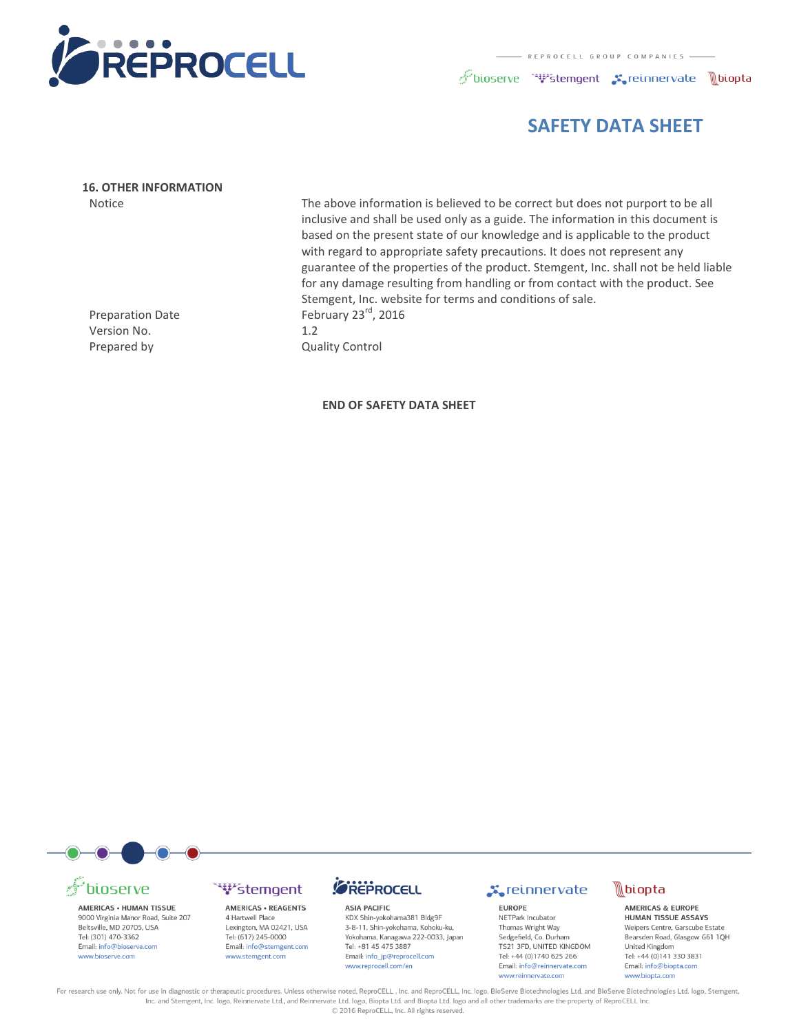## 16. OTHER INFORMATION

| | |
|---|---|
| Notice | The above information is believed to be correct but does not purport to be all inclusive and shall be used only as a guide. The information in this document is based on the present state of our knowledge and is applicable to the product with regard to appropriate safety precautions. It does not represent any guarantee of the properties of the product. Stemgent, Inc. shall not be held liable for any damage resulting from handling or from contact with the product. See Stemgent, Inc. website for terms and conditions of sale. |
| Preparation Date | February 23rd, 2016 |
| Version No. | 1.2 |
| Prepared by | Quality Control |

**END OF SAFETY DATA SHEET**